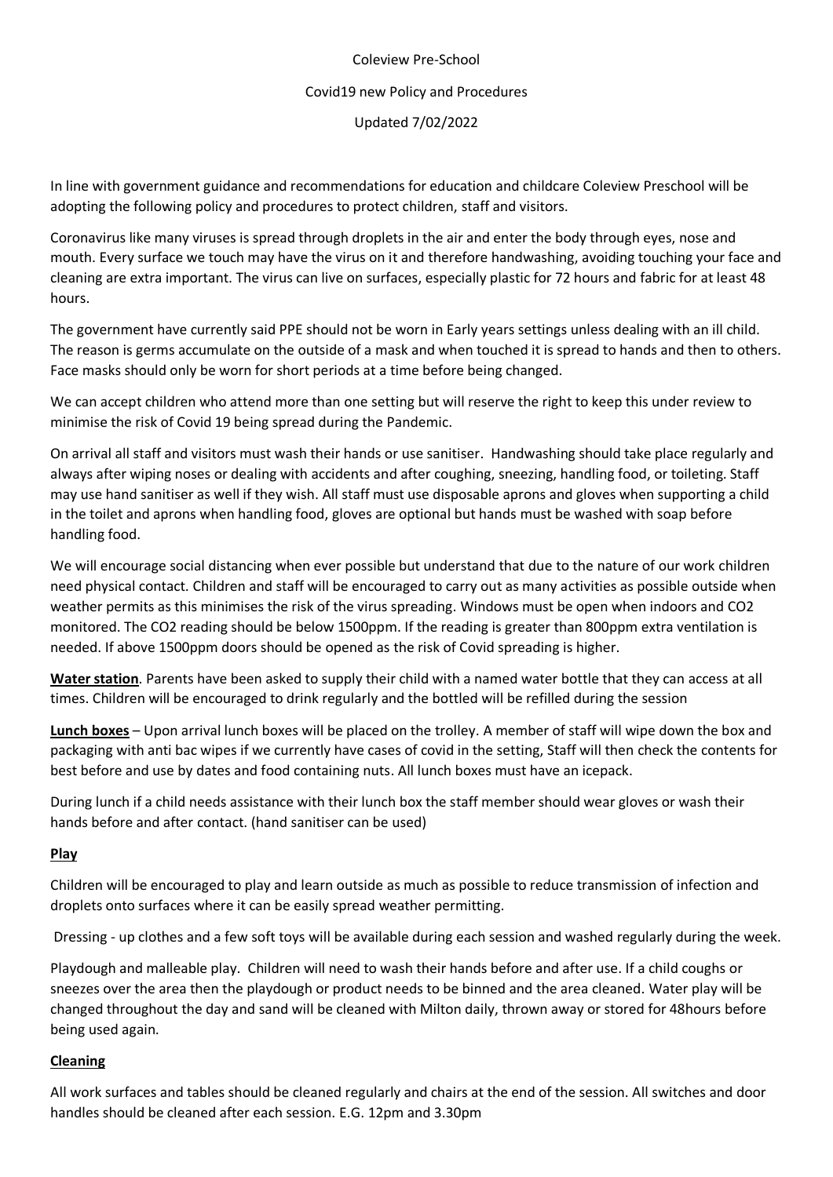Coleview Pre-School

Covid19 new Policy and Procedures

Updated 7/02/2022

In line with government guidance and recommendations for education and childcare Coleview Preschool will be adopting the following policy and procedures to protect children, staff and visitors.

Coronavirus like many viruses is spread through droplets in the air and enter the body through eyes, nose and mouth. Every surface we touch may have the virus on it and therefore handwashing, avoiding touching your face and cleaning are extra important. The virus can live on surfaces, especially plastic for 72 hours and fabric for at least 48 hours.

The government have currently said PPE should not be worn in Early years settings unless dealing with an ill child. The reason is germs accumulate on the outside of a mask and when touched it is spread to hands and then to others. Face masks should only be worn for short periods at a time before being changed.

We can accept children who attend more than one setting but will reserve the right to keep this under review to minimise the risk of Covid 19 being spread during the Pandemic.

On arrival all staff and visitors must wash their hands or use sanitiser. Handwashing should take place regularly and always after wiping noses or dealing with accidents and after coughing, sneezing, handling food, or toileting. Staff may use hand sanitiser as well if they wish. All staff must use disposable aprons and gloves when supporting a child in the toilet and aprons when handling food, gloves are optional but hands must be washed with soap before handling food.

We will encourage social distancing when ever possible but understand that due to the nature of our work children need physical contact. Children and staff will be encouraged to carry out as many activities as possible outside when weather permits as this minimises the risk of the virus spreading. Windows must be open when indoors and CO2 monitored. The CO2 reading should be below 1500ppm. If the reading is greater than 800ppm extra ventilation is needed. If above 1500ppm doors should be opened as the risk of Covid spreading is higher.

**Water station**. Parents have been asked to supply their child with a named water bottle that they can access at all times. Children will be encouraged to drink regularly and the bottled will be refilled during the session

**Lunch boxes** – Upon arrival lunch boxes will be placed on the trolley. A member of staff will wipe down the box and packaging with anti bac wipes if we currently have cases of covid in the setting, Staff will then check the contents for best before and use by dates and food containing nuts. All lunch boxes must have an icepack.

During lunch if a child needs assistance with their lunch box the staff member should wear gloves or wash their hands before and after contact. (hand sanitiser can be used)

## Play

Children will be encouraged to play and learn outside as much as possible to reduce transmission of infection and droplets onto surfaces where it can be easily spread weather permitting.

Dressing - up clothes and a few soft toys will be available during each session and washed regularly during the week.

Playdough and malleable play. Children will need to wash their hands before and after use. If a child coughs or sneezes over the area then the playdough or product needs to be binned and the area cleaned. Water play will be changed throughout the day and sand will be cleaned with Milton daily, thrown away or stored for 48hours before being used again.

## Cleaning

All work surfaces and tables should be cleaned regularly and chairs at the end of the session. All switches and door handles should be cleaned after each session. E.G. 12pm and 3.30pm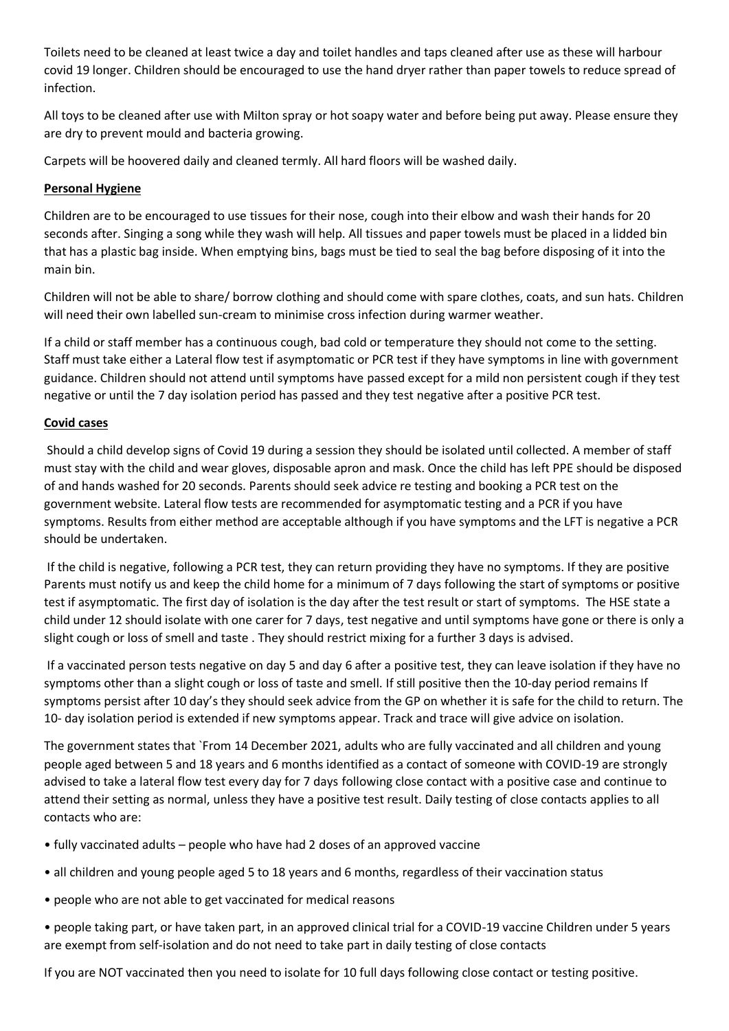Toilets need to be cleaned at least twice a day and toilet handles and taps cleaned after use as these will harbour covid 19 longer. Children should be encouraged to use the hand dryer rather than paper towels to reduce spread of infection.

All toys to be cleaned after use with Milton spray or hot soapy water and before being put away. Please ensure they are dry to prevent mould and bacteria growing.

Carpets will be hoovered daily and cleaned termly. All hard floors will be washed daily.

**Personal Hygiene**

Children are to be encouraged to use tissues for their nose, cough into their elbow and wash their hands for 20 seconds after. Singing a song while they wash will help. All tissues and paper towels must be placed in a lidded bin that has a plastic bag inside. When emptying bins, bags must be tied to seal the bag before disposing of it into the main bin.

Children will not be able to share/ borrow clothing and should come with spare clothes, coats, and sun hats. Children will need their own labelled sun-cream to minimise cross infection during warmer weather.

If a child or staff member has a continuous cough, bad cold or temperature they should not come to the setting. Staff must take either a Lateral flow test if asymptomatic or PCR test if they have symptoms in line with government guidance. Children should not attend until symptoms have passed except for a mild non persistent cough if they test negative or until the 7 day isolation period has passed and they test negative after a positive PCR test.

**Covid cases**

Should a child develop signs of Covid 19 during a session they should be isolated until collected. A member of staff must stay with the child and wear gloves, disposable apron and mask. Once the child has left PPE should be disposed of and hands washed for 20 seconds. Parents should seek advice re testing and booking a PCR test on the government website. Lateral flow tests are recommended for asymptomatic testing and a PCR if you have symptoms. Results from either method are acceptable although if you have symptoms and the LFT is negative a PCR should be undertaken.

If the child is negative, following a PCR test, they can return providing they have no symptoms. If they are positive Parents must notify us and keep the child home for a minimum of 7 days following the start of symptoms or positive test if asymptomatic. The first day of isolation is the day after the test result or start of symptoms. The HSE state a child under 12 should isolate with one carer for 7 days, test negative and until symptoms have gone or there is only a slight cough or loss of smell and taste . They should restrict mixing for a further 3 days is advised.

If a vaccinated person tests negative on day 5 and day 6 after a positive test, they can leave isolation if they have no symptoms other than a slight cough or loss of taste and smell. If still positive then the 10-day period remains If symptoms persist after 10 day's they should seek advice from the GP on whether it is safe for the child to return. The 10- day isolation period is extended if new symptoms appear. Track and trace will give advice on isolation.

The government states that `From 14 December 2021, adults who are fully vaccinated and all children and young people aged between 5 and 18 years and 6 months identified as a contact of someone with COVID-19 are strongly advised to take a lateral flow test every day for 7 days following close contact with a positive case and continue to attend their setting as normal, unless they have a positive test result. Daily testing of close contacts applies to all contacts who are:

- fully vaccinated adults – people who have had 2 doses of an approved vaccine
- all children and young people aged 5 to 18 years and 6 months, regardless of their vaccination status
- people who are not able to get vaccinated for medical reasons
- people taking part, or have taken part, in an approved clinical trial for a COVID-19 vaccine Children under 5 years are exempt from self-isolation and do not need to take part in daily testing of close contacts

If you are NOT vaccinated then you need to isolate for 10 full days following close contact or testing positive.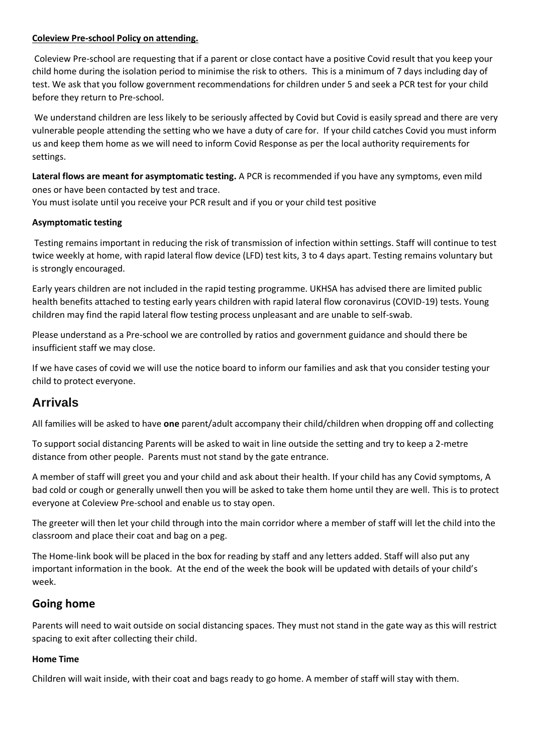**Coleview Pre-school Policy on attending.**

Coleview Pre-school are requesting that if a parent or close contact have a positive Covid result that you keep your child home during the isolation period to minimise the risk to others. This is a minimum of 7 days including day of test. We ask that you follow government recommendations for children under 5 and seek a PCR test for your child before they return to Pre-school.

We understand children are less likely to be seriously affected by Covid but Covid is easily spread and there are very vulnerable people attending the setting who we have a duty of care for. If your child catches Covid you must inform us and keep them home as we will need to inform Covid Response as per the local authority requirements for settings.

**Lateral flows are meant for asymptomatic testing.** A PCR is recommended if you have any symptoms, even mild ones or have been contacted by test and trace.

You must isolate until you receive your PCR result and if you or your child test positive

**Asymptomatic testing**

Testing remains important in reducing the risk of transmission of infection within settings. Staff will continue to test twice weekly at home, with rapid lateral flow device (LFD) test kits, 3 to 4 days apart. Testing remains voluntary but is strongly encouraged.

Early years children are not included in the rapid testing programme. UKHSA has advised there are limited public health benefits attached to testing early years children with rapid lateral flow coronavirus (COVID-19) tests. Young children may find the rapid lateral flow testing process unpleasant and are unable to self-swab.

Please understand as a Pre-school we are controlled by ratios and government guidance and should there be insufficient staff we may close.

If we have cases of covid we will use the notice board to inform our families and ask that you consider testing your child to protect everyone.

## Arrivals

All families will be asked to have **one** parent/adult accompany their child/children when dropping off and collecting

To support social distancing Parents will be asked to wait in line outside the setting and try to keep a 2-metre distance from other people. Parents must not stand by the gate entrance.

A member of staff will greet you and your child and ask about their health. If your child has any Covid symptoms, A bad cold or cough or generally unwell then you will be asked to take them home until they are well. This is to protect everyone at Coleview Pre-school and enable us to stay open.

The greeter will then let your child through into the main corridor where a member of staff will let the child into the classroom and place their coat and bag on a peg.

The Home-link book will be placed in the box for reading by staff and any letters added. Staff will also put any important information in the book. At the end of the week the book will be updated with details of your child's week.

## Going home

Parents will need to wait outside on social distancing spaces. They must not stand in the gate way as this will restrict spacing to exit after collecting their child.

**Home Time**

Children will wait inside, with their coat and bags ready to go home. A member of staff will stay with them.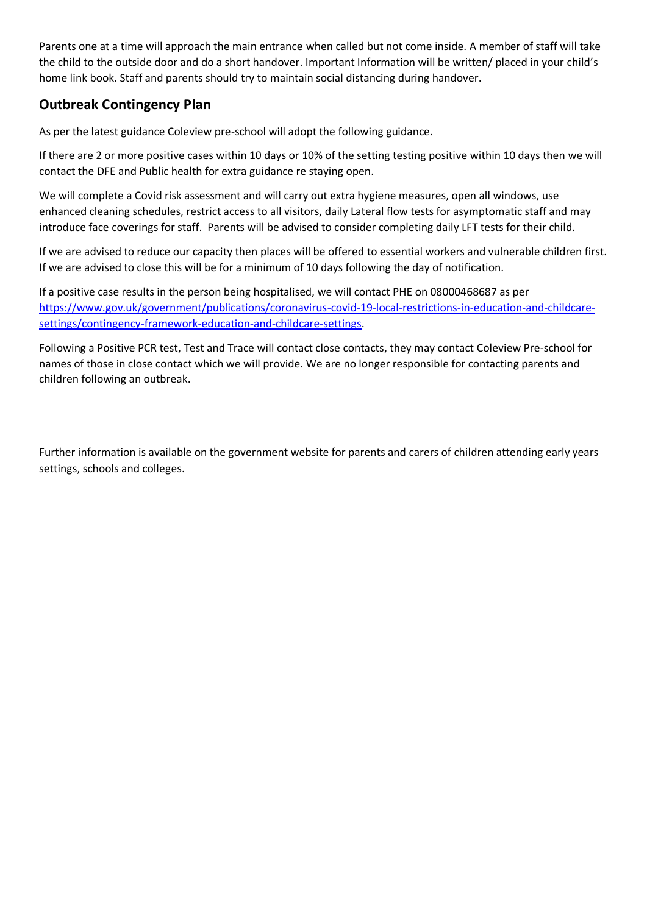Parents one at a time will approach the main entrance when called but not come inside. A member of staff will take the child to the outside door and do a short handover. Important Information will be written/ placed in your child's home link book. Staff and parents should try to maintain social distancing during handover.

## Outbreak Contingency Plan

As per the latest guidance Coleview pre-school will adopt the following guidance.

If there are 2 or more positive cases within 10 days or 10% of the setting testing positive within 10 days then we will contact the DFE and Public health for extra guidance re staying open.

We will complete a Covid risk assessment and will carry out extra hygiene measures, open all windows, use enhanced cleaning schedules, restrict access to all visitors, daily Lateral flow tests for asymptomatic staff and may introduce face coverings for staff. Parents will be advised to consider completing daily LFT tests for their child.

If we are advised to reduce our capacity then places will be offered to essential workers and vulnerable children first. If we are advised to close this will be for a minimum of 10 days following the day of notification.

If a positive case results in the person being hospitalised, we will contact PHE on 08000468687 as per [https://www.gov.uk/government/publications/coronavirus-covid-19-local-restrictions-in-education-and-childcare-settings/contingency-framework-education-and-childcare-settings](https://www.gov.uk/government/publications/coronavirus-covid-19-local-restrictions-in-education-and-childcare-settings/contingency-framework-education-and-childcare-settings).

Following a Positive PCR test, Test and Trace will contact close contacts, they may contact Coleview Pre-school for names of those in close contact which we will provide. We are no longer responsible for contacting parents and children following an outbreak.

Further information is available on the government website for parents and carers of children attending early years settings, schools and colleges.